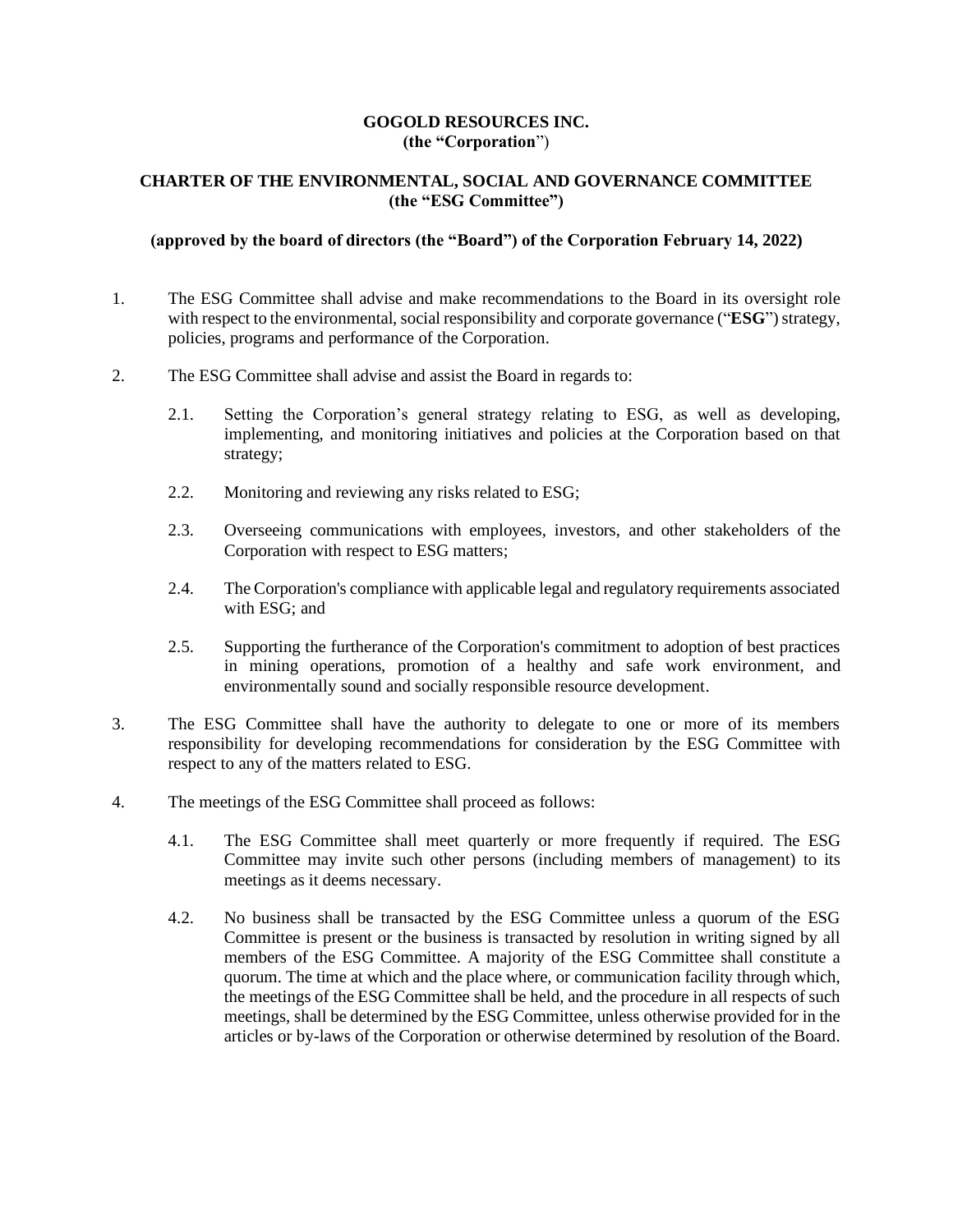**GOGOLD RESOURCES INC.**
**(the "Corporation")**

**CHARTER OF THE ENVIRONMENTAL, SOCIAL AND GOVERNANCE COMMITTEE**
**(the "ESG Committee")**

**(approved by the board of directors (the "Board") of the Corporation February 14, 2022)**

1. The ESG Committee shall advise and make recommendations to the Board in its oversight role with respect to the environmental, social responsibility and corporate governance ("**ESG**") strategy, policies, programs and performance of the Corporation.

2. The ESG Committee shall advise and assist the Board in regards to:

   2.1. Setting the Corporation's general strategy relating to ESG, as well as developing, implementing, and monitoring initiatives and policies at the Corporation based on that strategy;

   2.2. Monitoring and reviewing any risks related to ESG;

   2.3. Overseeing communications with employees, investors, and other stakeholders of the Corporation with respect to ESG matters;

   2.4. The Corporation's compliance with applicable legal and regulatory requirements associated with ESG; and

   2.5. Supporting the furtherance of the Corporation's commitment to adoption of best practices in mining operations, promotion of a healthy and safe work environment, and environmentally sound and socially responsible resource development.

3. The ESG Committee shall have the authority to delegate to one or more of its members responsibility for developing recommendations for consideration by the ESG Committee with respect to any of the matters related to ESG.

4. The meetings of the ESG Committee shall proceed as follows:

   4.1. The ESG Committee shall meet quarterly or more frequently if required. The ESG Committee may invite such other persons (including members of management) to its meetings as it deems necessary.

   4.2. No business shall be transacted by the ESG Committee unless a quorum of the ESG Committee is present or the business is transacted by resolution in writing signed by all members of the ESG Committee. A majority of the ESG Committee shall constitute a quorum. The time at which and the place where, or communication facility through which, the meetings of the ESG Committee shall be held, and the procedure in all respects of such meetings, shall be determined by the ESG Committee, unless otherwise provided for in the articles or by-laws of the Corporation or otherwise determined by resolution of the Board.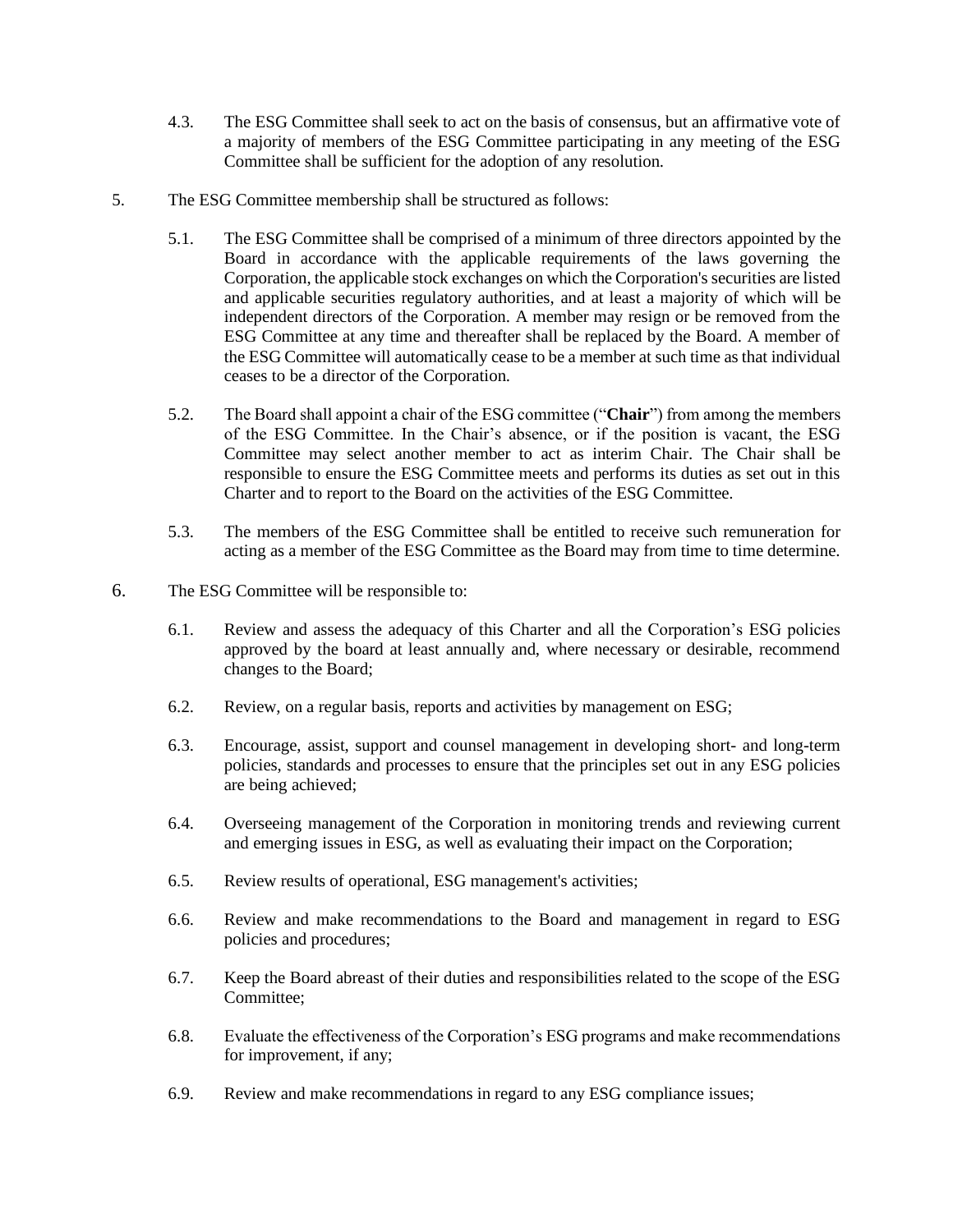4.3. The ESG Committee shall seek to act on the basis of consensus, but an affirmative vote of a majority of members of the ESG Committee participating in any meeting of the ESG Committee shall be sufficient for the adoption of any resolution.

5. The ESG Committee membership shall be structured as follows:

5.1. The ESG Committee shall be comprised of a minimum of three directors appointed by the Board in accordance with the applicable requirements of the laws governing the Corporation, the applicable stock exchanges on which the Corporation's securities are listed and applicable securities regulatory authorities, and at least a majority of which will be independent directors of the Corporation. A member may resign or be removed from the ESG Committee at any time and thereafter shall be replaced by the Board. A member of the ESG Committee will automatically cease to be a member at such time as that individual ceases to be a director of the Corporation.

5.2. The Board shall appoint a chair of the ESG committee ("**Chair**") from among the members of the ESG Committee. In the Chair's absence, or if the position is vacant, the ESG Committee may select another member to act as interim Chair. The Chair shall be responsible to ensure the ESG Committee meets and performs its duties as set out in this Charter and to report to the Board on the activities of the ESG Committee.

5.3. The members of the ESG Committee shall be entitled to receive such remuneration for acting as a member of the ESG Committee as the Board may from time to time determine.

6. The ESG Committee will be responsible to:

6.1. Review and assess the adequacy of this Charter and all the Corporation's ESG policies approved by the board at least annually and, where necessary or desirable, recommend changes to the Board;

6.2. Review, on a regular basis, reports and activities by management on ESG;

6.3. Encourage, assist, support and counsel management in developing short- and long-term policies, standards and processes to ensure that the principles set out in any ESG policies are being achieved;

6.4. Overseeing management of the Corporation in monitoring trends and reviewing current and emerging issues in ESG, as well as evaluating their impact on the Corporation;

6.5. Review results of operational, ESG management's activities;

6.6. Review and make recommendations to the Board and management in regard to ESG policies and procedures;

6.7. Keep the Board abreast of their duties and responsibilities related to the scope of the ESG Committee;

6.8. Evaluate the effectiveness of the Corporation's ESG programs and make recommendations for improvement, if any;

6.9. Review and make recommendations in regard to any ESG compliance issues;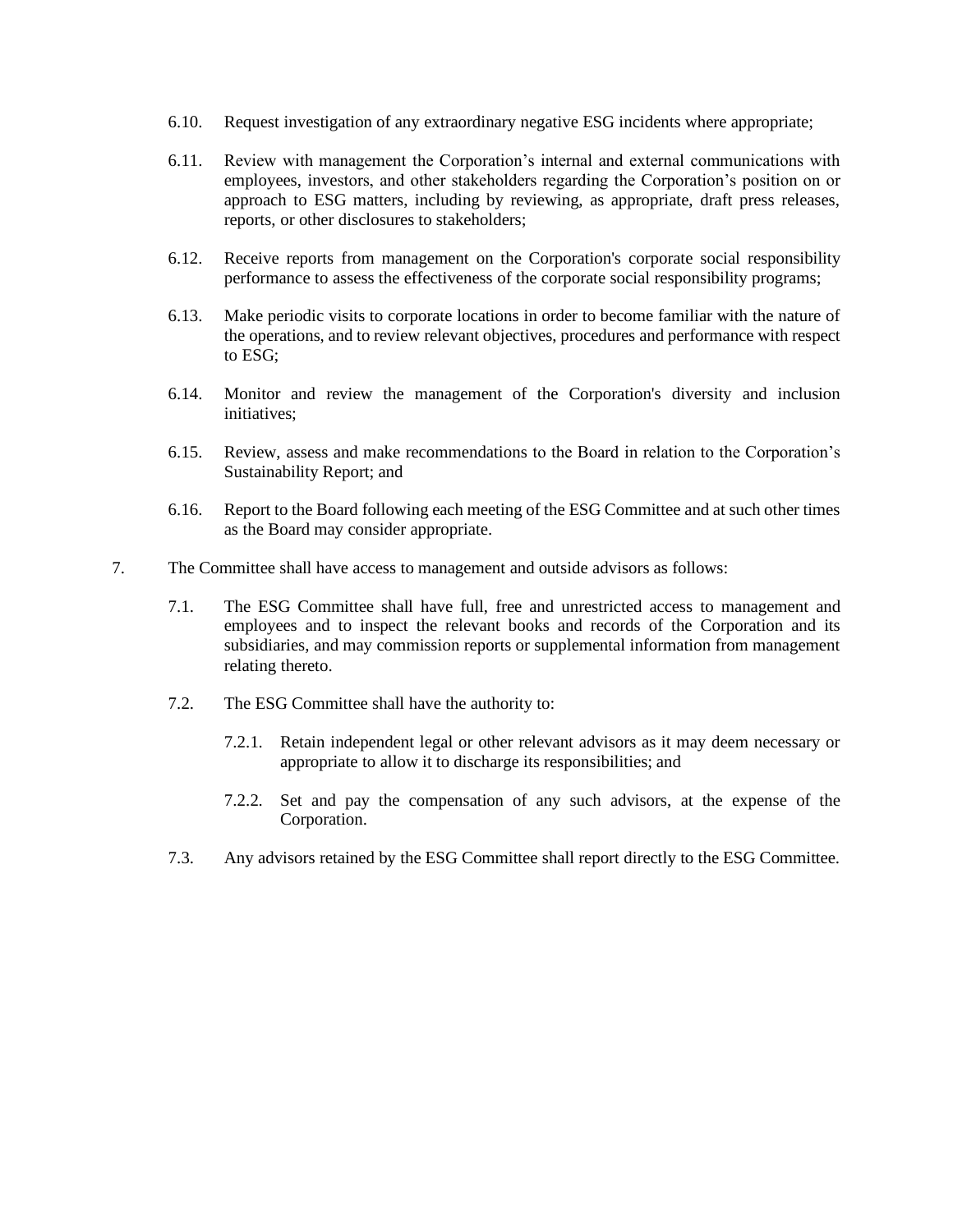6.10. Request investigation of any extraordinary negative ESG incidents where appropriate;

6.11. Review with management the Corporation's internal and external communications with employees, investors, and other stakeholders regarding the Corporation's position on or approach to ESG matters, including by reviewing, as appropriate, draft press releases, reports, or other disclosures to stakeholders;

6.12. Receive reports from management on the Corporation's corporate social responsibility performance to assess the effectiveness of the corporate social responsibility programs;

6.13. Make periodic visits to corporate locations in order to become familiar with the nature of the operations, and to review relevant objectives, procedures and performance with respect to ESG;

6.14. Monitor and review the management of the Corporation's diversity and inclusion initiatives;

6.15. Review, assess and make recommendations to the Board in relation to the Corporation's Sustainability Report; and

6.16. Report to the Board following each meeting of the ESG Committee and at such other times as the Board may consider appropriate.

7. The Committee shall have access to management and outside advisors as follows:

7.1. The ESG Committee shall have full, free and unrestricted access to management and employees and to inspect the relevant books and records of the Corporation and its subsidiaries, and may commission reports or supplemental information from management relating thereto.

7.2. The ESG Committee shall have the authority to:

7.2.1. Retain independent legal or other relevant advisors as it may deem necessary or appropriate to allow it to discharge its responsibilities; and

7.2.2. Set and pay the compensation of any such advisors, at the expense of the Corporation.

7.3. Any advisors retained by the ESG Committee shall report directly to the ESG Committee.